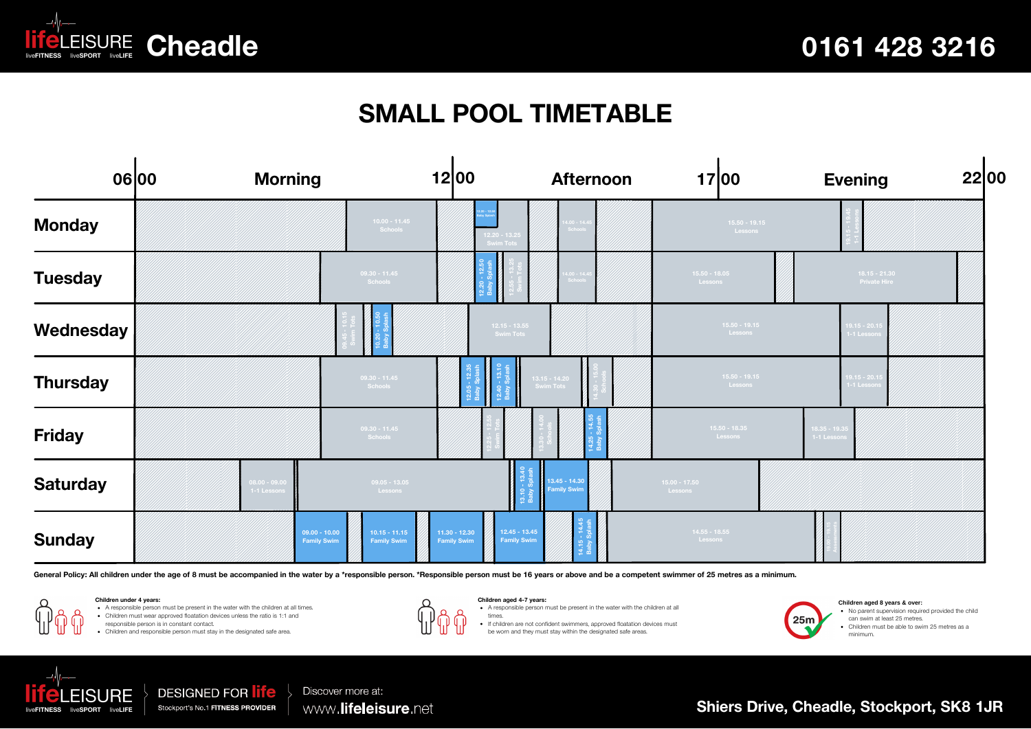# lifeLEISURE Cheadle

# 0161 428 3216

## SMALL POOL TIMETABLE

| Day | Sessions |
|---|---|
| Monday | 10.00 - 11.45 Schools; 12.20 - 12.50 Baby Splash; 12.20 - 13.25 Swim Tots; 14.00 - 14.45 Schools; 15.50 - 19.15 Lessons; 19.15 - 19.45 1-1 Lessons |
| Tuesday | 09.30 - 11.45 Schools; 12.20 - 12.50 Baby Splash; 12.55 - 13.25 Swim Tots; 14.00 - 14.45 Schools; 15.50 - 18.05 Lessons; 18.15 - 21.30 Private Hire |
| Wednesday | 09.45 - 10.15 Swim Tots; 10.20 - 10.50 Baby Splash; 12.15 - 13.55 Swim Tots; 15.50 - 19.15 Lessons; 19.15 - 20.15 1-1 Lessons |
| Thursday | 09.30 - 11.45 Schools; 12.05 - 12.35 Baby Splash; 12.40 - 13.10 Baby Splash; 13.15 - 14.20 Swim Tots; 14.30 - 15.00 Schools; 15.50 - 19.15 Lessons; 19.15 - 20.15 1-1 Lessons |
| Friday | 09.30 - 11.45 Schools; 12.25 - 12.55 Swim Tots; 13.30 - 14.00 Schools; 14.25 - 14.55 Baby Splash; 15.50 - 18.35 Lessons; 18.35 - 19.35 1-1 Lessons |
| Saturday | 08.00 - 09.00 1-1 Lessons; 09.05 - 13.05 Lessons; 13.10 - 13.40 Baby Splash; 13.45 - 14.30 Family Swim; 15.00 - 17.50 Lessons |
| Sunday | 09.00 - 10.00 Family Swim; 10.15 - 11.15 Family Swim; 11.30 - 12.30 Family Swim; 12.45 - 13.45 Family Swim; 14.15 - 14.45 Baby Splash; 14.55 - 18.55 Lessons; 19.00 - 19.15 Assessments |

**General Policy: All children under the age of 8 must be accompanied in the water by a *responsible person. *Responsible person must be 16 years or above and be a competent swimmer of 25 metres as a minimum.**

**Children under 4 years:**

- A responsible person must be present in the water with the children at all times.
- Children must wear approved floatation devices unless the ratio is 1:1 and responsible person is in constant contact.
- Children and responsible person must stay in the designated safe area.

**Children aged 4-7 years:**

- A responsible person must be present in the water with the children at all times.
- If children are not confident swimmers, approved floatation devices must be worn and they must stay within the designated safe areas.

**Children aged 8 years & over:**

- No parent supervision required provided the child can swim at least 25 metres.
- Children must be able to swim 25 metres as a minimum.

lifeLEISURE — DESIGNED FOR life — Stockport's No.1 FITNESS PROVIDER

Discover more at: www.lifeleisure.net

Shiers Drive, Cheadle, Stockport, SK8 1JR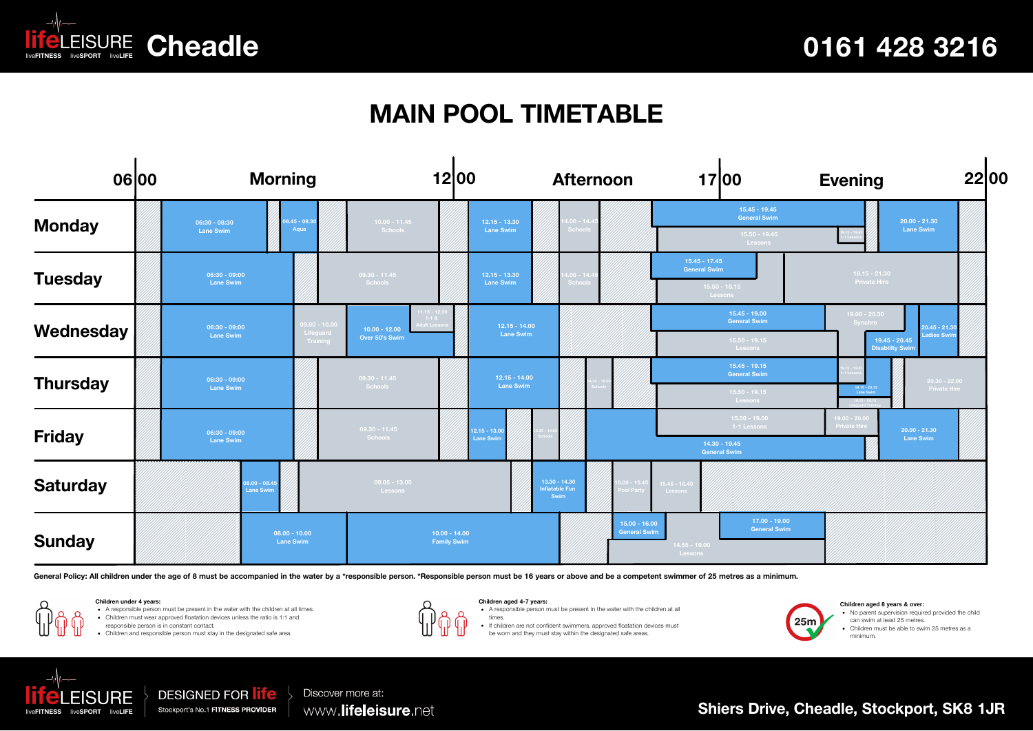# lifeLEISURE Cheadle

0161 428 3216

## MAIN POOL TIMETABLE

06:00 — Morning — 12:00 — Afternoon — 17:00 — Evening — 22:00

### Monday
- 06:30 - 08:30 Lane Swim
- 08.45 - 09.30 Aqua
- 10.00 - 11.45 Schools
- 12.15 - 13.30 Lane Swim
- 14.00 - 14.45 Schools
- 15.45 - 19.45 General Swim
- 15.50 - 19.45 Lessons
- 19.15 - 19.45 1-1 Lessons
- 20.00 - 21.30 Lane Swim

### Tuesday
- 06:30 - 09:00 Lane Swim
- 09.30 - 11.45 Schools
- 12.15 - 13.30 Lane Swim
- 14.00 - 14.45 Schools
- 15.45 - 17.45 General Swim
- 15.50 - 18.15 Lessons
- 18.15 - 21.30 Private Hire

### Wednesday
- 06:30 - 09:00 Lane Swim
- 09.00 - 10.00 Lifeguard Training
- 10.00 - 12.00 Over 50's Swim
- 11.15 - 12.00 1-1 & Adult Lessons
- 12.15 - 14.00 Lane Swim
- 15.45 - 19.00 General Swim
- 15.50 - 19.15 Lessons
- 19.00 - 20.30 Synchro
- 19.45 - 20.45 Disability Swim
- 20.45 - 21.30 Ladies Swim

### Thursday
- 06:30 - 09:00 Lane Swim
- 09.30 - 11.45 Schools
- 12.15 - 14.00 Lane Swim
- 14.30 - 15.15 Schools
- 15.45 - 19.15 General Swim
- 15.50 - 19.15 Lessons
- 19.15 - 19.45 1-1 Lessons
- 19.15 - 20.15 Lane Swim
- 19.15 - 20.15 Lifeguard Training
- 20.30 - 22.00 Private Hire

### Friday
- 06:30 - 09:00 Lane Swim
- 09.30 - 11.45 Schools
- 12.15 - 13.00 Lane Swim
- 13.30 - 14.00 Schools
- 14.30 - 19.45 General Swim
- 15.50 - 19.00 1-1 Lessons
- 19.00 - 20.00 Private Hire
- 20.00 - 21.30 Lane Swim

### Saturday
- 08.00 - 08.45 Lane Swim
- 09.05 - 13.05 Lessons
- 13.30 - 14.30 Inflatable Fun Swim
- 15.00 - 15.45 Pool Party
- 15.45 - 16.40 Lessons

### Sunday
- 08.00 - 10.00 Lane Swim
- 10.00 - 14.00 Family Swim
- 15.00 - 16.00 General Swim
- 14.55 - 19.00 Lessons
- 17.00 - 19.00 General Swim

**General Policy: All children under the age of 8 must be accompanied in the water by a *responsible person. *Responsible person must be 16 years or above and be a competent swimmer of 25 metres as a minimum.**

**Children under 4 years:**
- A responsible person must be present in the water with the children at all times.
- Children must wear approved floatation devices unless the ratio is 1:1 and responsible person is in constant contact.
- Children and responsible person must stay in the designated safe area.

**Children aged 4-7 years:**
- A responsible person must be present in the water with the children at all times.
- If children are not confident swimmers, approved floatation devices must be worn and they must stay within the designated safe areas.

**Children aged 8 years & over:**
- No parent supervision required provided the child can swim at least 25 metres.
- Children must be able to swim 25 metres as a minimum.

lifeLEISURE — liveFITNESS liveSPORT liveLIFE | DESIGNED FOR life — Stockport's No.1 FITNESS PROVIDER | Discover more at: www.lifeleisure.net

Shiers Drive, Cheadle, Stockport, SK8 1JR